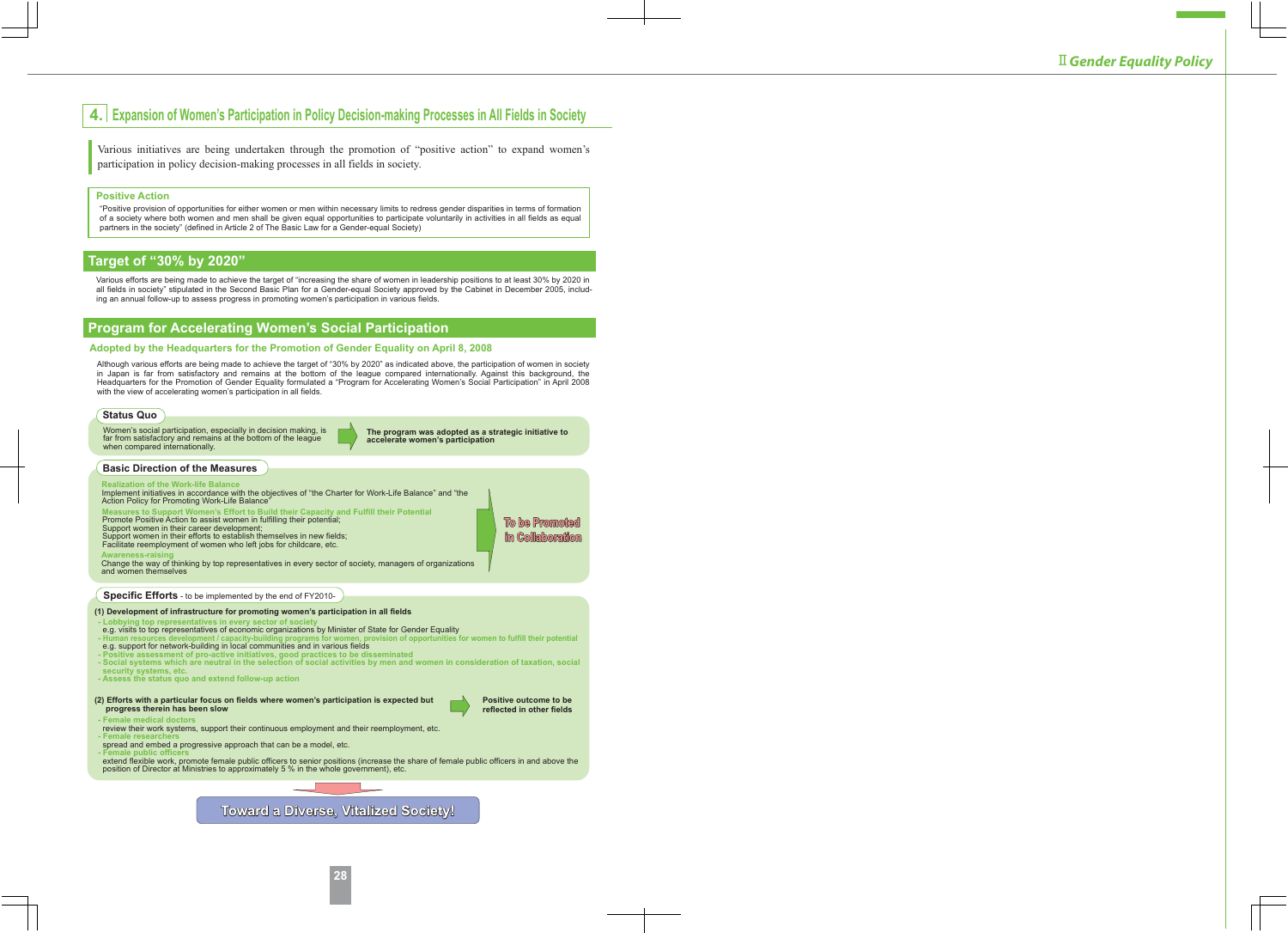## 4. Expansion of Women's Participation in Policy Decision-making Processes in All Fields in Society

Various initiatives are being undertaken through the promotion of "positive action" to expand women's participation in policy decision-making processes in all fields in society.

**Positive Action**

"Positive provision of opportunities for either women or men within necessary limits to redress gender disparities in terms of formation of a society where both women and men shall be given equal opportunities to participate voluntarily in activities in all fields as equal partners in the society" (defined in Article 2 of The Basic Law for a Gender-equal Society)

### Target of "30% by 2020"

Various efforts are being made to achieve the target of "increasing the share of women in leadership positions to at least 30% by 2020 in all fields in society" stipulated in the Second Basic Plan for a Gender-equal Society approved by the Cabinet in December 2005, including an annual follow-up to assess progress in promoting women's participation in various fields.

### Program for Accelerating Women's Social Participation

**Adopted by the Headquarters for the Promotion of Gender Equality on April 8, 2008**

Although various efforts are being made to achieve the target of "30% by 2020" as indicated above, the participation of women in society in Japan is far from satisfactory and remains at the bottom of the league compared internationally. Against this background, the Headquarters for the Promotion of Gender Equality formulated a "Program for Accelerating Women's Social Participation" in April 2008 with the view of accelerating women's participation in all fields.

**Status Quo**

Women's social participation, especially in decision making, is far from satisfactory and remains at the bottom of the league when compared internationally.

→ **The program was adopted as a strategic initiative to accelerate women's participation**

**Basic Direction of the Measures**

**Realization of the Work-life Balance**
Implement initiatives in accordance with the objectives of "the Charter for Work-Life Balance" and "the Action Policy for Promoting Work-Life Balance"

**Measures to Support Women's Effort to Build their Capacity and Fulfill their Potential**
Promote Positive Action to assist women in fulfilling their potential;
Support women in their career development;
Support women in their efforts to establish themselves in new fields;
Facilitate reemployment of women who left jobs for childcare, etc.

**Awareness-raising**
Change the way of thinking by top representatives in every sector of society, managers of organizations and women themselves

→ **To be Promoted in Collaboration**

**Specific Efforts** - to be implemented by the end of FY2010-

**(1) Development of infrastructure for promoting women's participation in all fields**

- Lobbying top representatives in every sector of society
  e.g. visits to top representatives of economic organizations by Minister of State for Gender Equality
- Human resources development / capacity-building programs for women, provision of opportunities for women to fulfill their potential
  e.g. support for network-building in local communities and in various fields
- Positive assessment of pro-active initiatives, good practices to be disseminated
- Social systems which are neutral in the selection of social activities by men and women in consideration of taxation, social security systems, etc.
- Assess the status quo and extend follow-up action

**(2) Efforts with a particular focus on fields where women's participation is expected but progress therein has been slow**

→ **Positive outcome to be reflected in other fields**

- Female medical doctors
  review their work systems, support their continuous employment and their reemployment, etc.
- Female researchers
  spread and embed a progressive approach that can be a model, etc.
- Female public officers
  extend flexible work, promote female public officers to senior positions (increase the share of female public officers in and above the position of Director at Ministries to approximately 5 % in the whole government), etc.

**Toward a Diverse, Vitalized Society!**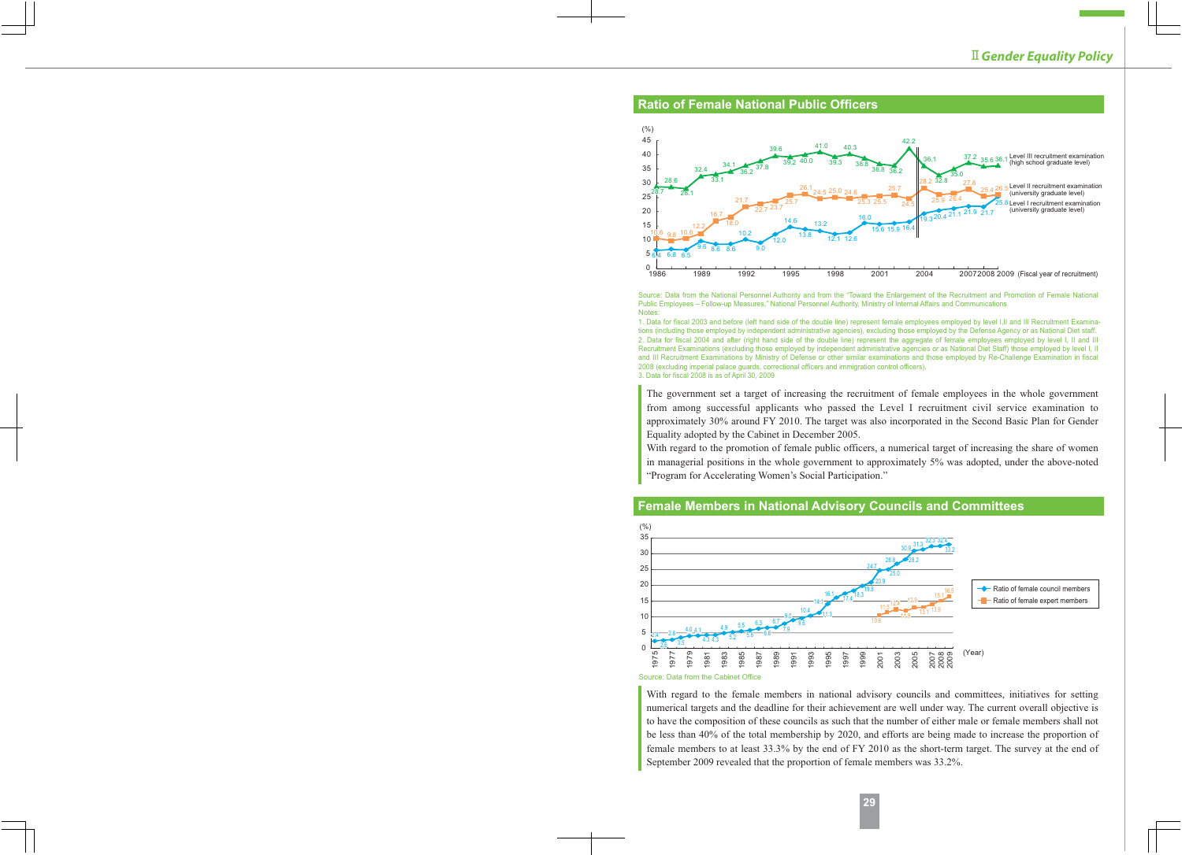## Ratio of Female National Public Officers

(%)
45
40
35
30
25
20
15
10
5
0

1986 1989 1992 1995 1998 2001 2004 2007 2008 2009 (Fiscal year of recruitment)

Level III recruitment examination (high school graduate level)
28.7 28.6 28.1 32.4 33.1 34.1 36.2 37.8 39.6 39.2 40.0 41.0 39.3 40.3 38.8 36.8 36.2 42.2 36.1 32.8 35.0 37.2 35.6 36.1

Level II recruitment examination (university graduate level)
10.6 9.6 10.6 12.2 16.7 18.0 21.7 22.7 23.7 25.7 26.1 24.5 25.0 24.6 25.3 25.5 25.7 24.5 28.2 25.9 26.4 27.8 25.4 26.5

Level I recruitment examination (university graduate level)
6.4 6.8 6.5 9.6 8.6 8.6 10.2 9.0 12.0 14.6 13.8 13.2 12.1 12.6 16.0 15.6 15.9 16.4 19.3 20.4 21.1 21.9 21.7 25.8

Source: Data from the National Personnel Authority and from the "Toward the Enlargement of the Recruitment and Promotion of Female National Public Employees – Follow-up Measures," National Personnel Authority, Ministry of Internal Affairs and Communications

Notes:

1. Data for fiscal 2003 and before (left hand side of the double line) represent female employees employed by level I,II and III Recruitment Examinations (including those employed by independent administrative agencies), excluding those employed by the Defense Agency or as National Diet staff.
2. Data for fiscal 2004 and after (right hand side of the double line) represent the aggregate of female employees employed by level I, II and III Recruitment Examinations (excluding those employed by independent administrative agencies or as National Diet Staff) those employed by level I, II and III Recruitment Examinations by Ministry of Defense or other similar examinations and those employed by Re-Challenge Examination in fiscal 2008 (excluding imperial palace guards, correctional officers and immigration control officers).
3. Data for fiscal 2008 is as of April 30, 2009

The government set a target of increasing the recruitment of female employees in the whole government from among successful applicants who passed the Level I recruitment civil service examination to approximately 30% around FY 2010. The target was also incorporated in the Second Basic Plan for Gender Equality adopted by the Cabinet in December 2005.

With regard to the promotion of female public officers, a numerical target of increasing the share of women in managerial positions in the whole government to approximately 5% was adopted, under the above-noted "Program for Accelerating Women's Social Participation."

## Female Members in National Advisory Councils and Committees

(%)
35
30
25
20
15
10
5
0

1975 1977 1979 1981 1983 1985 1987 1989 1991 1993 1995 1997 1999 2001 2003 2005 2007 2008 2009 (Year)

Ratio of female council members
2.4 2.4 2.6 3.5 4.0 4.1 4.3 4.3 4.9 5.2 5.5 5.6 6.3 6.6 6.7 7.9 9.0 9.6 10.4 11.3 14.1 16.1 17.4 18.3 19.8 20.9 24.7 25.0 26.8 28.2 30.9 31.3 32.3 32.4 33.2

Ratio of female expert members
10.6 11.5 12.4 12.0 12.4 13.1 13.9 15.1 16.5

Source: Data from the Cabinet Office

With regard to the female members in national advisory councils and committees, initiatives for setting numerical targets and the deadline for their achievement are well under way. The current overall objective is to have the composition of these councils as such that the number of either male or female members shall not be less than 40% of the total membership by 2020, and efforts are being made to increase the proportion of female members to at least 33.3% by the end of FY 2010 as the short-term target. The survey at the end of September 2009 revealed that the proportion of female members was 33.2%.